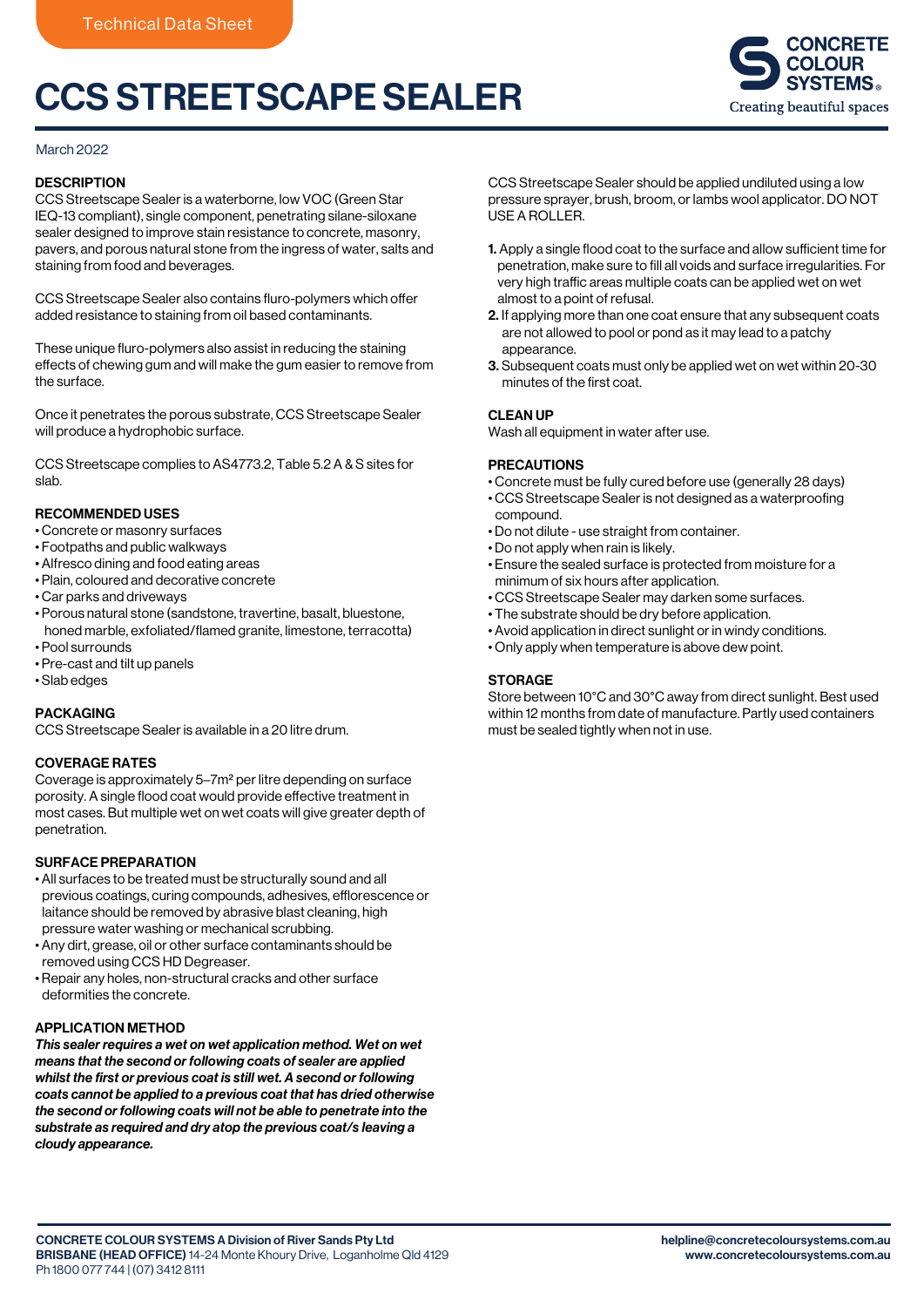Technical Data Sheet

# CCS STREETSCAPE SEALER

CONCRETE COLOUR SYSTEMS®
Creating beautiful spaces

March 2022

## DESCRIPTION

CCS Streetscape Sealer is a waterborne, low VOC (Green Star IEQ-13 compliant), single component, penetrating silane-siloxane sealer designed to improve stain resistance to concrete, masonry, pavers, and porous natural stone from the ingress of water, salts and staining from food and beverages.

CCS Streetscape Sealer also contains fluro-polymers which offer added resistance to staining from oil based contaminants.

These unique fluro-polymers also assist in reducing the staining effects of chewing gum and will make the gum easier to remove from the surface.

Once it penetrates the porous substrate, CCS Streetscape Sealer will produce a hydrophobic surface.

CCS Streetscape complies to AS4773.2, Table 5.2 A & S sites for slab.

## RECOMMENDED USES

- Concrete or masonry surfaces
- Footpaths and public walkways
- Alfresco dining and food eating areas
- Plain, coloured and decorative concrete
- Car parks and driveways
- Porous natural stone (sandstone, travertine, basalt, bluestone, honed marble, exfoliated/flamed granite, limestone, terracotta)
- Pool surrounds
- Pre-cast and tilt up panels
- Slab edges

## PACKAGING

CCS Streetscape Sealer is available in a 20 litre drum.

## COVERAGE RATES

Coverage is approximately 5–7m² per litre depending on surface porosity. A single flood coat would provide effective treatment in most cases. But multiple wet on wet coats will give greater depth of penetration.

## SURFACE PREPARATION

- All surfaces to be treated must be structurally sound and all previous coatings, curing compounds, adhesives, efflorescence or laitance should be removed by abrasive blast cleaning, high pressure water washing or mechanical scrubbing.
- Any dirt, grease, oil or other surface contaminants should be removed using CCS HD Degreaser.
- Repair any holes, non-structural cracks and other surface deformities the concrete.

## APPLICATION METHOD

***This sealer requires a wet on wet application method. Wet on wet means that the second or following coats of sealer are applied whilst the first or previous coat is still wet. A second or following coats cannot be applied to a previous coat that has dried otherwise the second or following coats will not be able to penetrate into the substrate as required and dry atop the previous coat/s leaving a cloudy appearance.***

CCS Streetscape Sealer should be applied undiluted using a low pressure sprayer, brush, broom, or lambs wool applicator. DO NOT USE A ROLLER.

1. Apply a single flood coat to the surface and allow sufficient time for penetration, make sure to fill all voids and surface irregularities. For very high traffic areas multiple coats can be applied wet on wet almost to a point of refusal.
2. If applying more than one coat ensure that any subsequent coats are not allowed to pool or pond as it may lead to a patchy appearance.
3. Subsequent coats must only be applied wet on wet within 20-30 minutes of the first coat.

## CLEAN UP

Wash all equipment in water after use.

## PRECAUTIONS

- Concrete must be fully cured before use (generally 28 days)
- CCS Streetscape Sealer is not designed as a waterproofing compound.
- Do not dilute - use straight from container.
- Do not apply when rain is likely.
- Ensure the sealed surface is protected from moisture for a minimum of six hours after application.
- CCS Streetscape Sealer may darken some surfaces.
- The substrate should be dry before application.
- Avoid application in direct sunlight or in windy conditions.
- Only apply when temperature is above dew point.

## STORAGE

Store between 10°C and 30°C away from direct sunlight. Best used within 12 months from date of manufacture. Partly used containers must be sealed tightly when not in use.

**CONCRETE COLOUR SYSTEMS A Division of River Sands Pty Ltd**
**BRISBANE (HEAD OFFICE)** 14-24 Monte Khoury Drive, Loganholme Qld 4129
Ph 1800 077 744 | (07) 3412 8111

**helpline@concretecoloursystems.com.au**
**www.concretecoloursystems.com.au**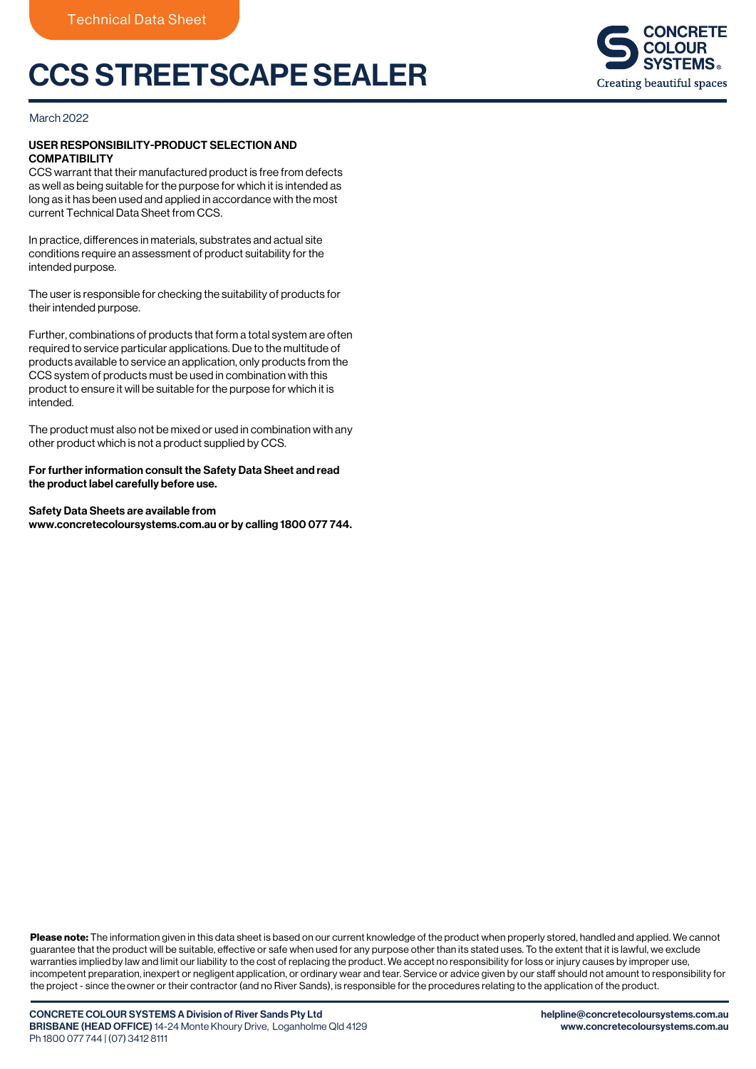# CCS STREETSCAPE SEALER

March 2022

**USER RESPONSIBILITY-PRODUCT SELECTION AND COMPATIBILITY**

CCS warrant that their manufactured product is free from defects as well as being suitable for the purpose for which it is intended as long as it has been used and applied in accordance with the most current Technical Data Sheet from CCS.

In practice, differences in materials, substrates and actual site conditions require an assessment of product suitability for the intended purpose.

The user is responsible for checking the suitability of products for their intended purpose.

Further, combinations of products that form a total system are often required to service particular applications. Due to the multitude of products available to service an application, only products from the CCS system of products must be used in combination with this product to ensure it will be suitable for the purpose for which it is intended.

The product must also not be mixed or used in combination with any other product which is not a product supplied by CCS.

**For further information consult the Safety Data Sheet and read the product label carefully before use.**

**Safety Data Sheets are available from www.concretecoloursystems.com.au or by calling 1800 077 744.**

**Please note:** The information given in this data sheet is based on our current knowledge of the product when properly stored, handled and applied. We cannot guarantee that the product will be suitable, effective or safe when used for any purpose other than its stated uses. To the extent that it is lawful, we exclude warranties implied by law and limit our liability to the cost of replacing the product. We accept no responsibility for loss or injury causes by improper use, incompetent preparation, inexpert or negligent application, or ordinary wear and tear. Service or advice given by our staff should not amount to responsibility for the project - since the owner or their contractor (and no River Sands), is responsible for the procedures relating to the application of the product.

**CONCRETE COLOUR SYSTEMS A Division of River Sands Pty Ltd**
**BRISBANE (HEAD OFFICE)** 14-24 Monte Khoury Drive, Loganholme Qld 4129
Ph 1800 077 744 | (07) 3412 8111

**helpline@concretecoloursystems.com.au**
**www.concretecoloursystems.com.au**